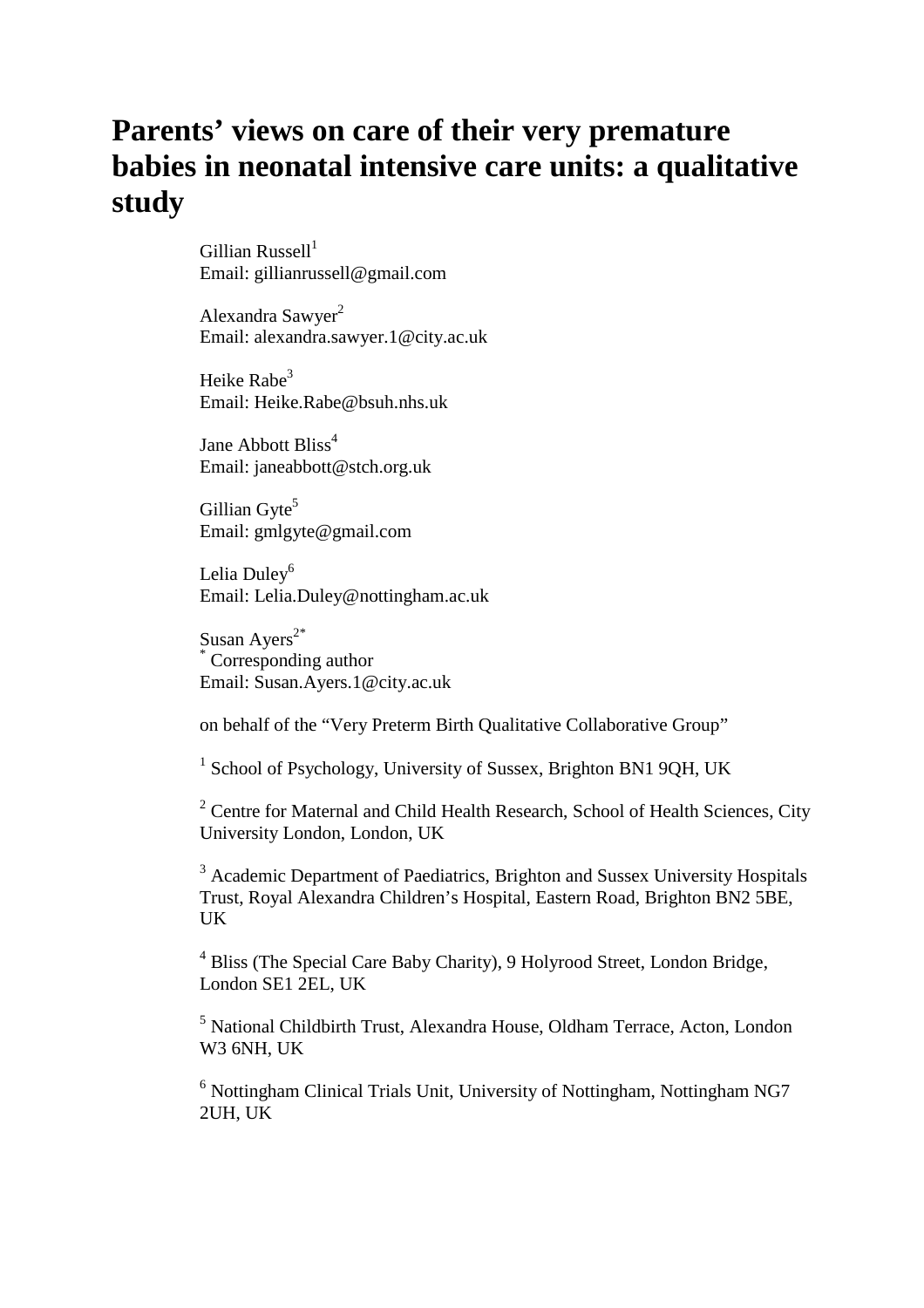# Parents' views on care of their very premature babies in neonatal intensive care units: a qualitative study

Gillian Russell[1]
Email: gillianrussell@gmail.com

Alexandra Sawyer[2]
Email: alexandra.sawyer.1@city.ac.uk

Heike Rabe[3]
Email: Heike.Rabe@bsuh.nhs.uk

Jane Abbott Bliss[4]
Email: janeabbott@stch.org.uk

Gillian Gyte[5]
Email: gmlgyte@gmail.com

Lelia Duley[6]
Email: Lelia.Duley@nottingham.ac.uk

Susan Ayers[2*]
[*] Corresponding author
Email: Susan.Ayers.1@city.ac.uk

on behalf of the "Very Preterm Birth Qualitative Collaborative Group"

[1] School of Psychology, University of Sussex, Brighton BN1 9QH, UK

[2] Centre for Maternal and Child Health Research, School of Health Sciences, City University London, London, UK

[3] Academic Department of Paediatrics, Brighton and Sussex University Hospitals Trust, Royal Alexandra Children's Hospital, Eastern Road, Brighton BN2 5BE, UK

[4] Bliss (The Special Care Baby Charity), 9 Holyrood Street, London Bridge, London SE1 2EL, UK

[5] National Childbirth Trust, Alexandra House, Oldham Terrace, Acton, London W3 6NH, UK

[6] Nottingham Clinical Trials Unit, University of Nottingham, Nottingham NG7 2UH, UK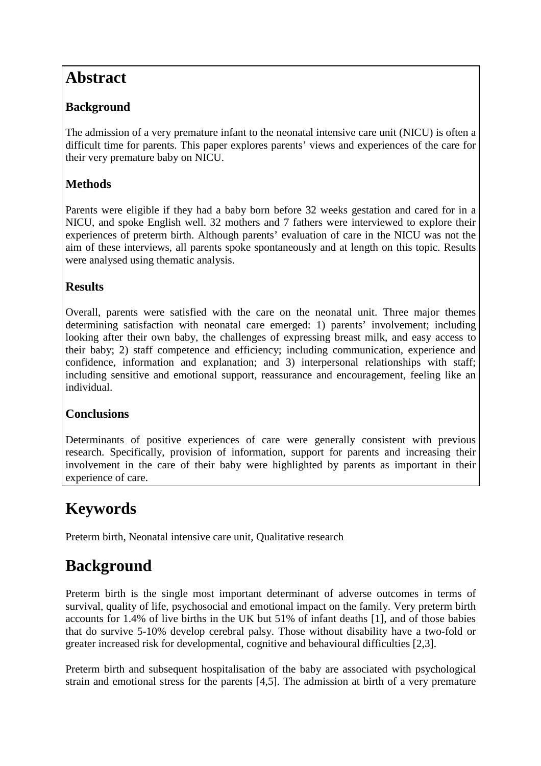# Abstract

## Background

The admission of a very premature infant to the neonatal intensive care unit (NICU) is often a difficult time for parents. This paper explores parents' views and experiences of the care for their very premature baby on NICU.

## Methods

Parents were eligible if they had a baby born before 32 weeks gestation and cared for in a NICU, and spoke English well. 32 mothers and 7 fathers were interviewed to explore their experiences of preterm birth. Although parents' evaluation of care in the NICU was not the aim of these interviews, all parents spoke spontaneously and at length on this topic. Results were analysed using thematic analysis.

## Results

Overall, parents were satisfied with the care on the neonatal unit. Three major themes determining satisfaction with neonatal care emerged: 1) parents' involvement; including looking after their own baby, the challenges of expressing breast milk, and easy access to their baby; 2) staff competence and efficiency; including communication, experience and confidence, information and explanation; and 3) interpersonal relationships with staff; including sensitive and emotional support, reassurance and encouragement, feeling like an individual.

## Conclusions

Determinants of positive experiences of care were generally consistent with previous research. Specifically, provision of information, support for parents and increasing their involvement in the care of their baby were highlighted by parents as important in their experience of care.

# Keywords

Preterm birth, Neonatal intensive care unit, Qualitative research

# Background

Preterm birth is the single most important determinant of adverse outcomes in terms of survival, quality of life, psychosocial and emotional impact on the family. Very preterm birth accounts for 1.4% of live births in the UK but 51% of infant deaths [1], and of those babies that do survive 5-10% develop cerebral palsy. Those without disability have a two-fold or greater increased risk for developmental, cognitive and behavioural difficulties [2,3].

Preterm birth and subsequent hospitalisation of the baby are associated with psychological strain and emotional stress for the parents [4,5]. The admission at birth of a very premature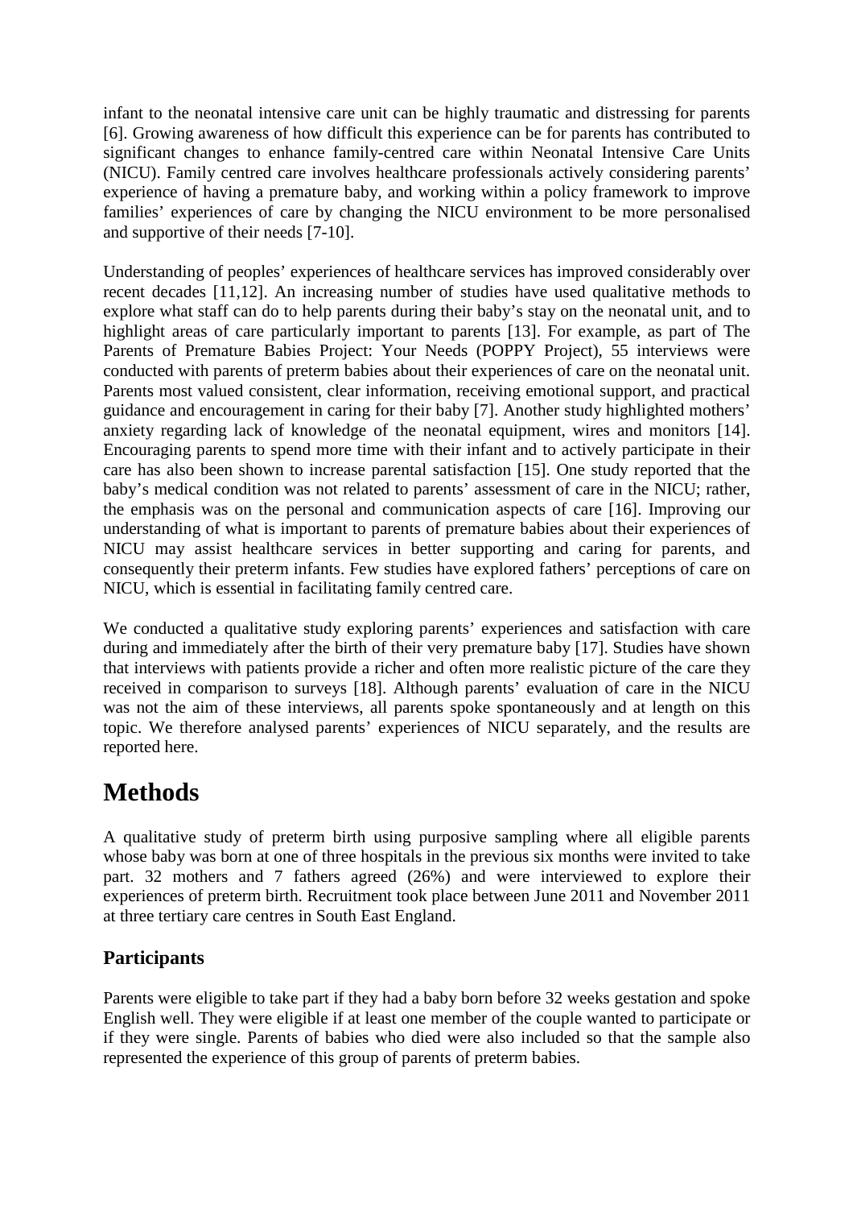infant to the neonatal intensive care unit can be highly traumatic and distressing for parents [6]. Growing awareness of how difficult this experience can be for parents has contributed to significant changes to enhance family-centred care within Neonatal Intensive Care Units (NICU). Family centred care involves healthcare professionals actively considering parents' experience of having a premature baby, and working within a policy framework to improve families' experiences of care by changing the NICU environment to be more personalised and supportive of their needs [7-10].

Understanding of peoples' experiences of healthcare services has improved considerably over recent decades [11,12]. An increasing number of studies have used qualitative methods to explore what staff can do to help parents during their baby's stay on the neonatal unit, and to highlight areas of care particularly important to parents [13]. For example, as part of The Parents of Premature Babies Project: Your Needs (POPPY Project), 55 interviews were conducted with parents of preterm babies about their experiences of care on the neonatal unit. Parents most valued consistent, clear information, receiving emotional support, and practical guidance and encouragement in caring for their baby [7]. Another study highlighted mothers' anxiety regarding lack of knowledge of the neonatal equipment, wires and monitors [14]. Encouraging parents to spend more time with their infant and to actively participate in their care has also been shown to increase parental satisfaction [15]. One study reported that the baby's medical condition was not related to parents' assessment of care in the NICU; rather, the emphasis was on the personal and communication aspects of care [16]. Improving our understanding of what is important to parents of premature babies about their experiences of NICU may assist healthcare services in better supporting and caring for parents, and consequently their preterm infants. Few studies have explored fathers' perceptions of care on NICU, which is essential in facilitating family centred care.

We conducted a qualitative study exploring parents' experiences and satisfaction with care during and immediately after the birth of their very premature baby [17]. Studies have shown that interviews with patients provide a richer and often more realistic picture of the care they received in comparison to surveys [18]. Although parents' evaluation of care in the NICU was not the aim of these interviews, all parents spoke spontaneously and at length on this topic. We therefore analysed parents' experiences of NICU separately, and the results are reported here.

# Methods

A qualitative study of preterm birth using purposive sampling where all eligible parents whose baby was born at one of three hospitals in the previous six months were invited to take part. 32 mothers and 7 fathers agreed (26%) and were interviewed to explore their experiences of preterm birth. Recruitment took place between June 2011 and November 2011 at three tertiary care centres in South East England.

## Participants

Parents were eligible to take part if they had a baby born before 32 weeks gestation and spoke English well. They were eligible if at least one member of the couple wanted to participate or if they were single. Parents of babies who died were also included so that the sample also represented the experience of this group of parents of preterm babies.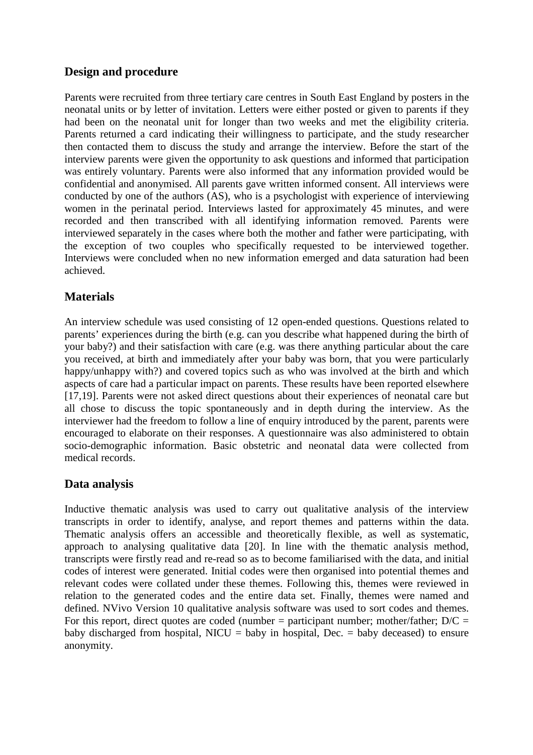## Design and procedure

Parents were recruited from three tertiary care centres in South East England by posters in the neonatal units or by letter of invitation. Letters were either posted or given to parents if they had been on the neonatal unit for longer than two weeks and met the eligibility criteria. Parents returned a card indicating their willingness to participate, and the study researcher then contacted them to discuss the study and arrange the interview. Before the start of the interview parents were given the opportunity to ask questions and informed that participation was entirely voluntary. Parents were also informed that any information provided would be confidential and anonymised. All parents gave written informed consent. All interviews were conducted by one of the authors (AS), who is a psychologist with experience of interviewing women in the perinatal period. Interviews lasted for approximately 45 minutes, and were recorded and then transcribed with all identifying information removed. Parents were interviewed separately in the cases where both the mother and father were participating, with the exception of two couples who specifically requested to be interviewed together. Interviews were concluded when no new information emerged and data saturation had been achieved.

## Materials

An interview schedule was used consisting of 12 open-ended questions. Questions related to parents' experiences during the birth (e.g. can you describe what happened during the birth of your baby?) and their satisfaction with care (e.g. was there anything particular about the care you received, at birth and immediately after your baby was born, that you were particularly happy/unhappy with?) and covered topics such as who was involved at the birth and which aspects of care had a particular impact on parents. These results have been reported elsewhere [17,19]. Parents were not asked direct questions about their experiences of neonatal care but all chose to discuss the topic spontaneously and in depth during the interview. As the interviewer had the freedom to follow a line of enquiry introduced by the parent, parents were encouraged to elaborate on their responses. A questionnaire was also administered to obtain socio-demographic information. Basic obstetric and neonatal data were collected from medical records.

## Data analysis

Inductive thematic analysis was used to carry out qualitative analysis of the interview transcripts in order to identify, analyse, and report themes and patterns within the data. Thematic analysis offers an accessible and theoretically flexible, as well as systematic, approach to analysing qualitative data [20]. In line with the thematic analysis method, transcripts were firstly read and re-read so as to become familiarised with the data, and initial codes of interest were generated. Initial codes were then organised into potential themes and relevant codes were collated under these themes. Following this, themes were reviewed in relation to the generated codes and the entire data set. Finally, themes were named and defined. NVivo Version 10 qualitative analysis software was used to sort codes and themes. For this report, direct quotes are coded (number = participant number; mother/father; D/C = baby discharged from hospital, NICU = baby in hospital, Dec. = baby deceased) to ensure anonymity.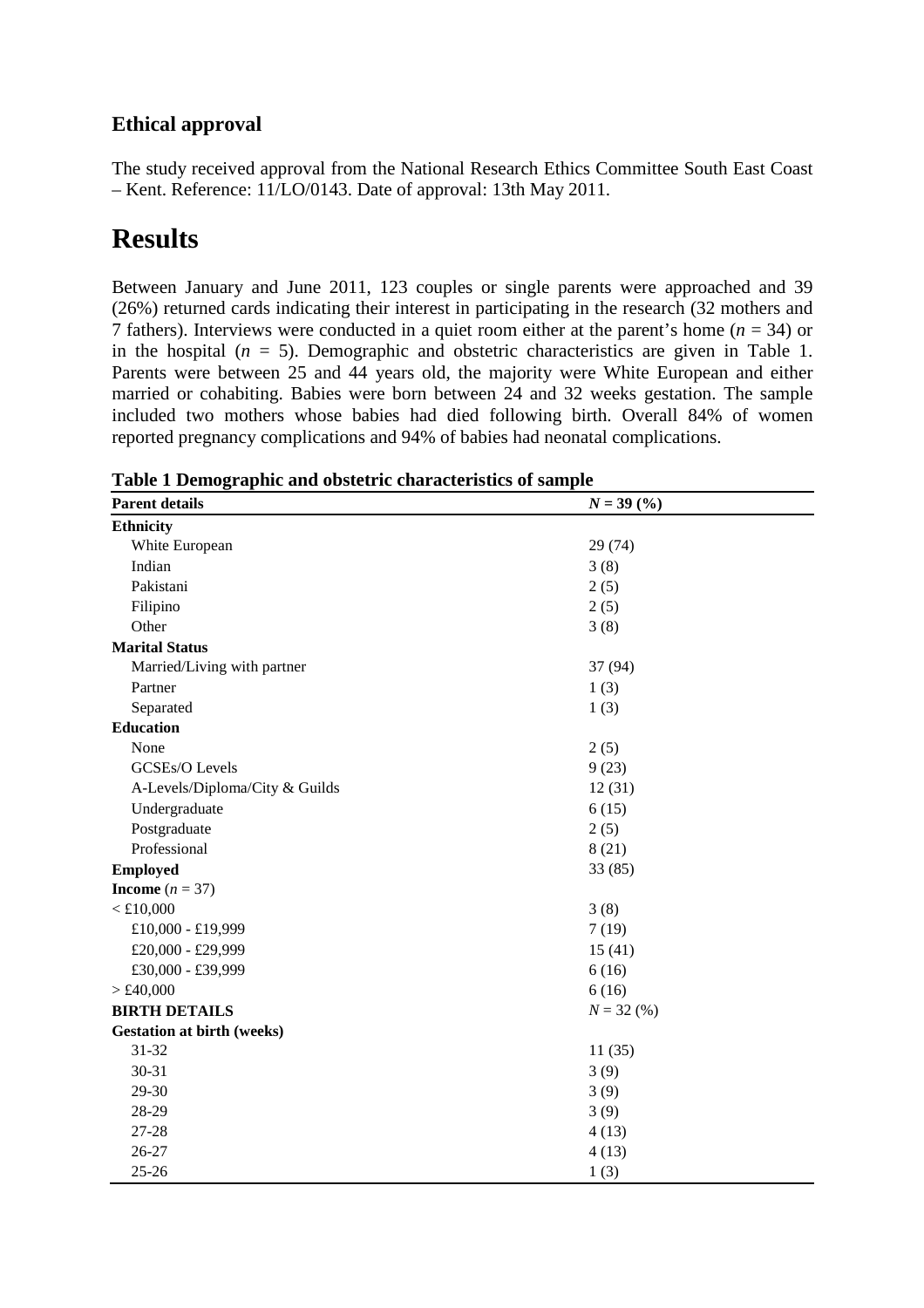## Ethical approval

The study received approval from the National Research Ethics Committee South East Coast – Kent. Reference: 11/LO/0143. Date of approval: 13th May 2011.

# Results

Between January and June 2011, 123 couples or single parents were approached and 39 (26%) returned cards indicating their interest in participating in the research (32 mothers and 7 fathers). Interviews were conducted in a quiet room either at the parent's home ($n$ = 34) or in the hospital ($n$ = 5). Demographic and obstetric characteristics are given in Table 1. Parents were between 25 and 44 years old, the majority were White European and either married or cohabiting. Babies were born between 24 and 32 weeks gestation. The sample included two mothers whose babies had died following birth. Overall 84% of women reported pregnancy complications and 94% of babies had neonatal complications.

**Table 1 Demographic and obstetric characteristics of sample**

| **Parent details** | ***N* = 39 (%)** |
|---|---|
| **Ethnicity** | |
| White European | 29 (74) |
| Indian | 3 (8) |
| Pakistani | 2 (5) |
| Filipino | 2 (5) |
| Other | 3 (8) |
| **Marital Status** | |
| Married/Living with partner | 37 (94) |
| Partner | 1 (3) |
| Separated | 1 (3) |
| **Education** | |
| None | 2 (5) |
| GCSEs/O Levels | 9 (23) |
| A-Levels/Diploma/City & Guilds | 12 (31) |
| Undergraduate | 6 (15) |
| Postgraduate | 2 (5) |
| Professional | 8 (21) |
| **Employed** | 33 (85) |
| **Income** ($n$ = 37) | |
| < £10,000 | 3 (8) |
| £10,000 - £19,999 | 7 (19) |
| £20,000 - £29,999 | 15 (41) |
| £30,000 - £39,999 | 6 (16) |
| > £40,000 | 6 (16) |
| **BIRTH DETAILS** | *N* = 32 (%) |
| **Gestation at birth (weeks)** | |
| 31-32 | 11 (35) |
| 30-31 | 3 (9) |
| 29-30 | 3 (9) |
| 28-29 | 3 (9) |
| 27-28 | 4 (13) |
| 26-27 | 4 (13) |
| 25-26 | 1 (3) |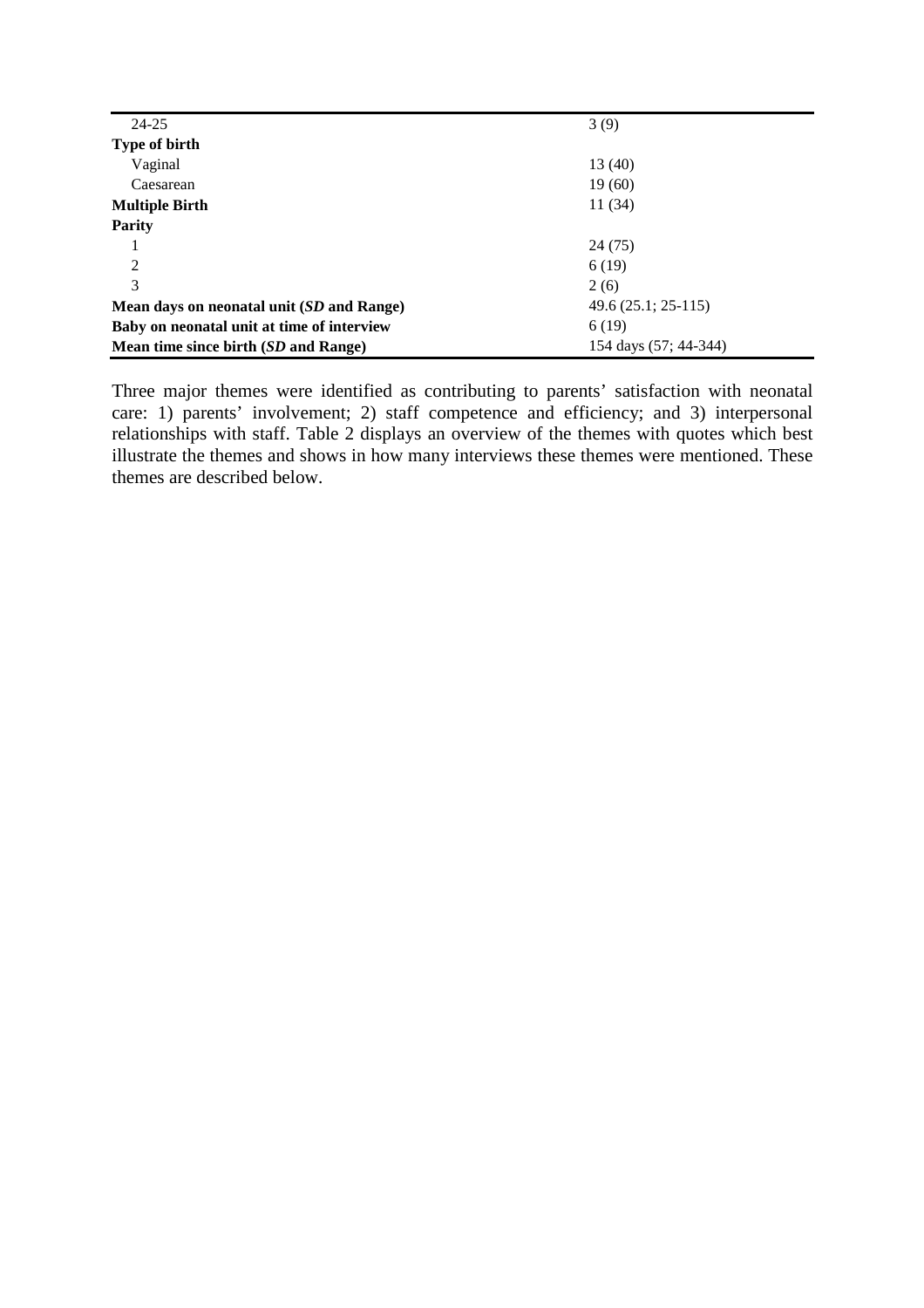| | |
|---|---|
| 24-25 | 3 (9) |
| **Type of birth** | |
| Vaginal | 13 (40) |
| Caesarean | 19 (60) |
| **Multiple Birth** | 11 (34) |
| **Parity** | |
| 1 | 24 (75) |
| 2 | 6 (19) |
| 3 | 2 (6) |
| **Mean days on neonatal unit (*SD* and Range)** | 49.6 (25.1; 25-115) |
| **Baby on neonatal unit at time of interview** | 6 (19) |
| **Mean time since birth (*SD* and Range)** | 154 days (57; 44-344) |

Three major themes were identified as contributing to parents' satisfaction with neonatal care: 1) parents' involvement; 2) staff competence and efficiency; and 3) interpersonal relationships with staff. Table 2 displays an overview of the themes with quotes which best illustrate the themes and shows in how many interviews these themes were mentioned. These themes are described below.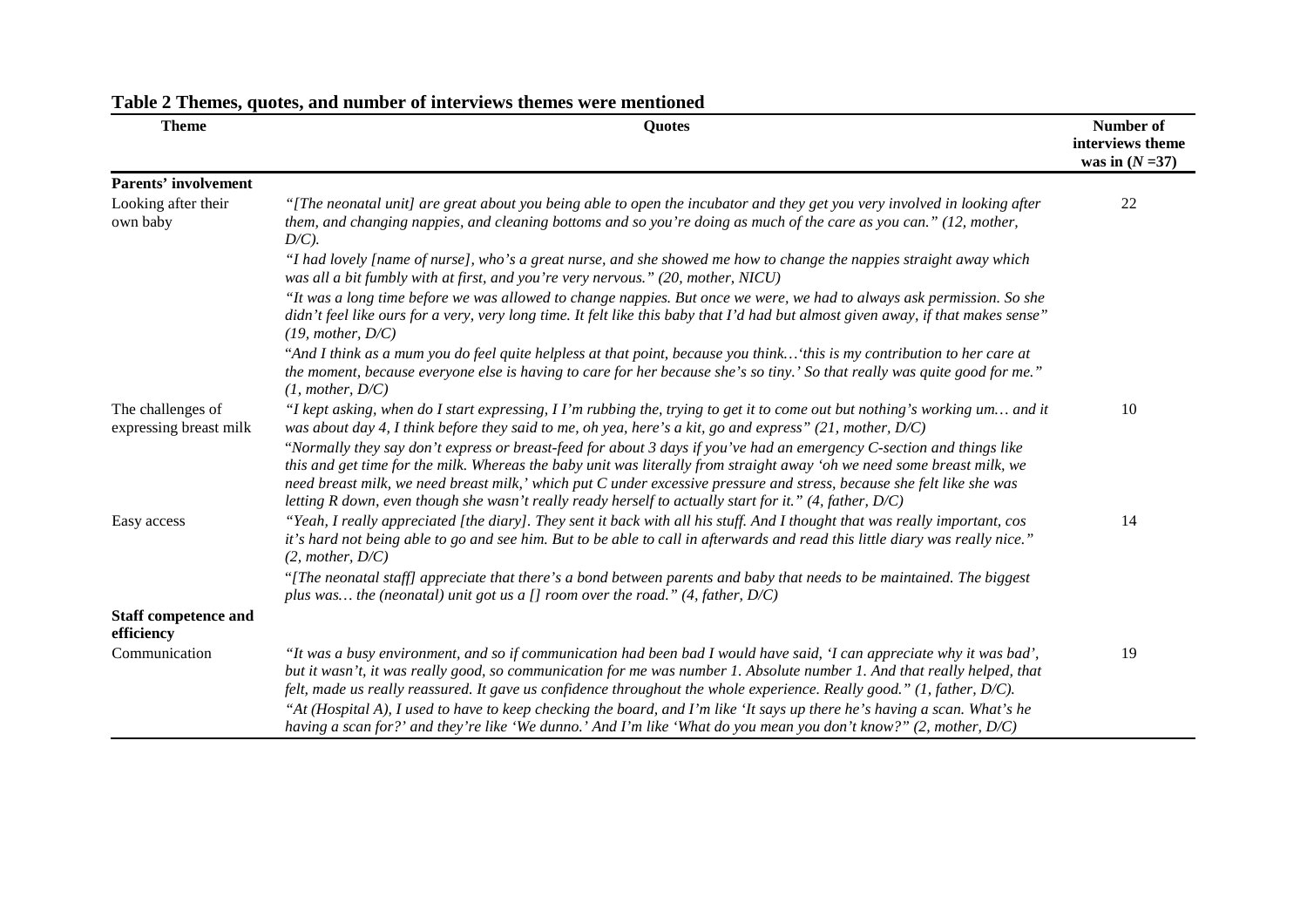## Table 2 Themes, quotes, and number of interviews themes were mentioned

| Theme | Quotes | Number of interviews theme was in ($N$ =37) |
|---|---|---|
| **Parents' involvement** | | |
| Looking after their own baby | *"[The neonatal unit] are great about you being able to open the incubator and they get you very involved in looking after them, and changing nappies, and cleaning bottoms and so you're doing as much of the care as you can." (12, mother, D/C).* | 22 |
| | *"I had lovely [name of nurse], who's a great nurse, and she showed me how to change the nappies straight away which was all a bit fumbly with at first, and you're very nervous." (20, mother, NICU)* | |
| | *"It was a long time before we was allowed to change nappies. But once we were, we had to always ask permission. So she didn't feel like ours for a very, very long time. It felt like this baby that I'd had but almost given away, if that makes sense" (19, mother, D/C)* | |
| | *"And I think as a mum you do feel quite helpless at that point, because you think…'this is my contribution to her care at the moment, because everyone else is having to care for her because she's so tiny.' So that really was quite good for me." (1, mother, D/C)* | |
| The challenges of expressing breast milk | *"I kept asking, when do I start expressing, I I'm rubbing the, trying to get it to come out but nothing's working um… and it was about day 4, I think before they said to me, oh yea, here's a kit, go and express" (21, mother, D/C)* | 10 |
| | *"Normally they say don't express or breast-feed for about 3 days if you've had an emergency C-section and things like this and get time for the milk. Whereas the baby unit was literally from straight away 'oh we need some breast milk, we need breast milk, we need breast milk,' which put C under excessive pressure and stress, because she felt like she was letting R down, even though she wasn't really ready herself to actually start for it." (4, father, D/C)* | |
| Easy access | *"Yeah, I really appreciated [the diary]. They sent it back with all his stuff. And I thought that was really important, cos it's hard not being able to go and see him. But to be able to call in afterwards and read this little diary was really nice." (2, mother, D/C)* | 14 |
| | *"[The neonatal staff] appreciate that there's a bond between parents and baby that needs to be maintained. The biggest plus was… the (neonatal) unit got us a [] room over the road." (4, father, D/C)* | |
| **Staff competence and efficiency** | | |
| Communication | *"It was a busy environment, and so if communication had been bad I would have said, 'I can appreciate why it was bad', but it wasn't, it was really good, so communication for me was number 1. Absolute number 1. And that really helped, that felt, made us really reassured. It gave us confidence throughout the whole experience. Really good." (1, father, D/C).* | 19 |
| | *"At (Hospital A), I used to have to keep checking the board, and I'm like 'It says up there he's having a scan. What's he having a scan for?' and they're like 'We dunno.' And I'm like 'What do you mean you don't know?" (2, mother, D/C)* | |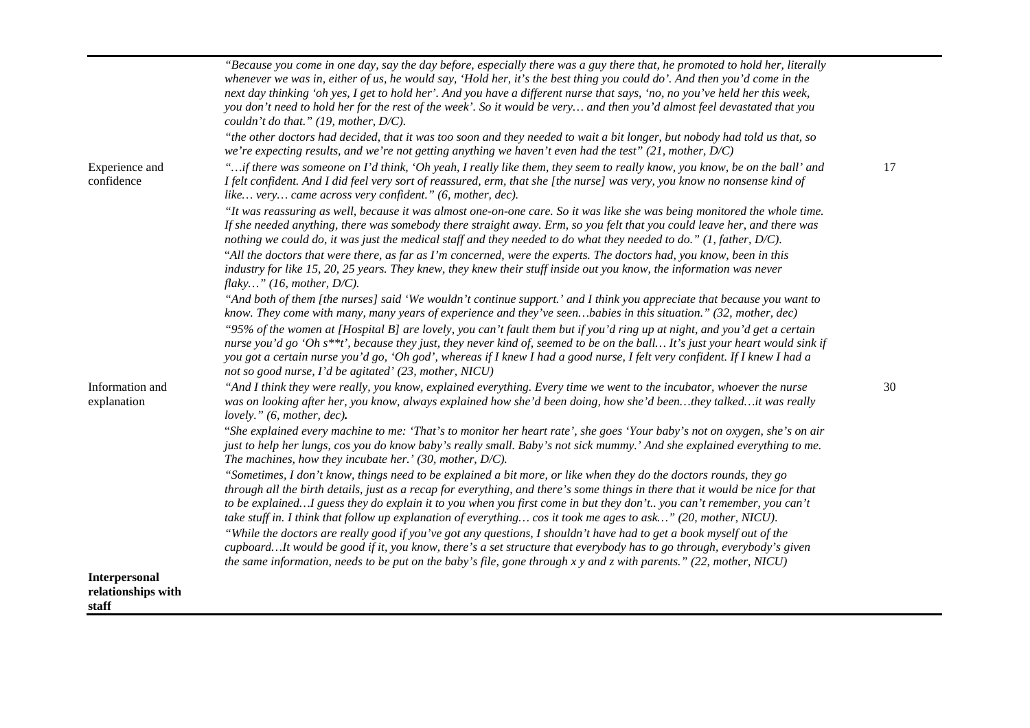| | | |
|---|---|---|
| | *"Because you come in one day, say the day before, especially there was a guy there that, he promoted to hold her, literally whenever we was in, either of us, he would say, 'Hold her, it's the best thing you could do'. And then you'd come in the next day thinking 'oh yes, I get to hold her'. And you have a different nurse that says, 'no, no you've held her this week, you don't need to hold her for the rest of the week'. So it would be very… and then you'd almost feel devastated that you couldn't do that." (19, mother, D/C).* | |
| | *"the other doctors had decided, that it was too soon and they needed to wait a bit longer, but nobody had told us that, so we're expecting results, and we're not getting anything we haven't even had the test" (21, mother, D/C)* | |
| Experience and confidence | *"…if there was someone on I'd think, 'Oh yeah, I really like them, they seem to really know, you know, be on the ball' and I felt confident. And I did feel very sort of reassured, erm, that she [the nurse] was very, you know no nonsense kind of like… very… came across very confident." (6, mother, dec).* | 17 |
| | *"It was reassuring as well, because it was almost one-on-one care. So it was like she was being monitored the whole time. If she needed anything, there was somebody there straight away. Erm, so you felt that you could leave her, and there was nothing we could do, it was just the medical staff and they needed to do what they needed to do." (1, father, D/C).* | |
| | *"All the doctors that were there, as far as I'm concerned, were the experts. The doctors had, you know, been in this industry for like 15, 20, 25 years. They knew, they knew their stuff inside out you know, the information was never flaky…" (16, mother, D/C).* | |
| | *"And both of them [the nurses] said 'We wouldn't continue support.' and I think you appreciate that because you want to know. They come with many, many years of experience and they've seen…babies in this situation." (32, mother, dec)* | |
| | *"95% of the women at [Hospital B] are lovely, you can't fault them but if you'd ring up at night, and you'd get a certain nurse you'd go 'Oh s**t', because they just, they never kind of, seemed to be on the ball… It's just your heart would sink if you got a certain nurse you'd go, 'Oh god', whereas if I knew I had a good nurse, I felt very confident. If I knew I had a not so good nurse, I'd be agitated' (23, mother, NICU)* | |
| Information and explanation | *"And I think they were really, you know, explained everything. Every time we went to the incubator, whoever the nurse was on looking after her, you know, always explained how she'd been doing, how she'd been…they talked…it was really lovely." (6, mother, dec).* | 30 |
| | *"She explained every machine to me: 'That's to monitor her heart rate', she goes 'Your baby's not on oxygen, she's on air just to help her lungs, cos you do know baby's really small. Baby's not sick mummy.' And she explained everything to me. The machines, how they incubate her.' (30, mother, D/C).* | |
| | *"Sometimes, I don't know, things need to be explained a bit more, or like when they do the doctors rounds, they go through all the birth details, just as a recap for everything, and there's some things in there that it would be nice for that to be explained…I guess they do explain it to you when you first come in but they don't.. you can't remember, you can't take stuff in. I think that follow up explanation of everything… cos it took me ages to ask…" (20, mother, NICU).* | |
| | *"While the doctors are really good if you've got any questions, I shouldn't have had to get a book myself out of the cupboard…It would be good if it, you know, there's a set structure that everybody has to go through, everybody's given the same information, needs to be put on the baby's file, gone through x y and z with parents." (22, mother, NICU)* | |
| **Interpersonal relationships with staff** | | |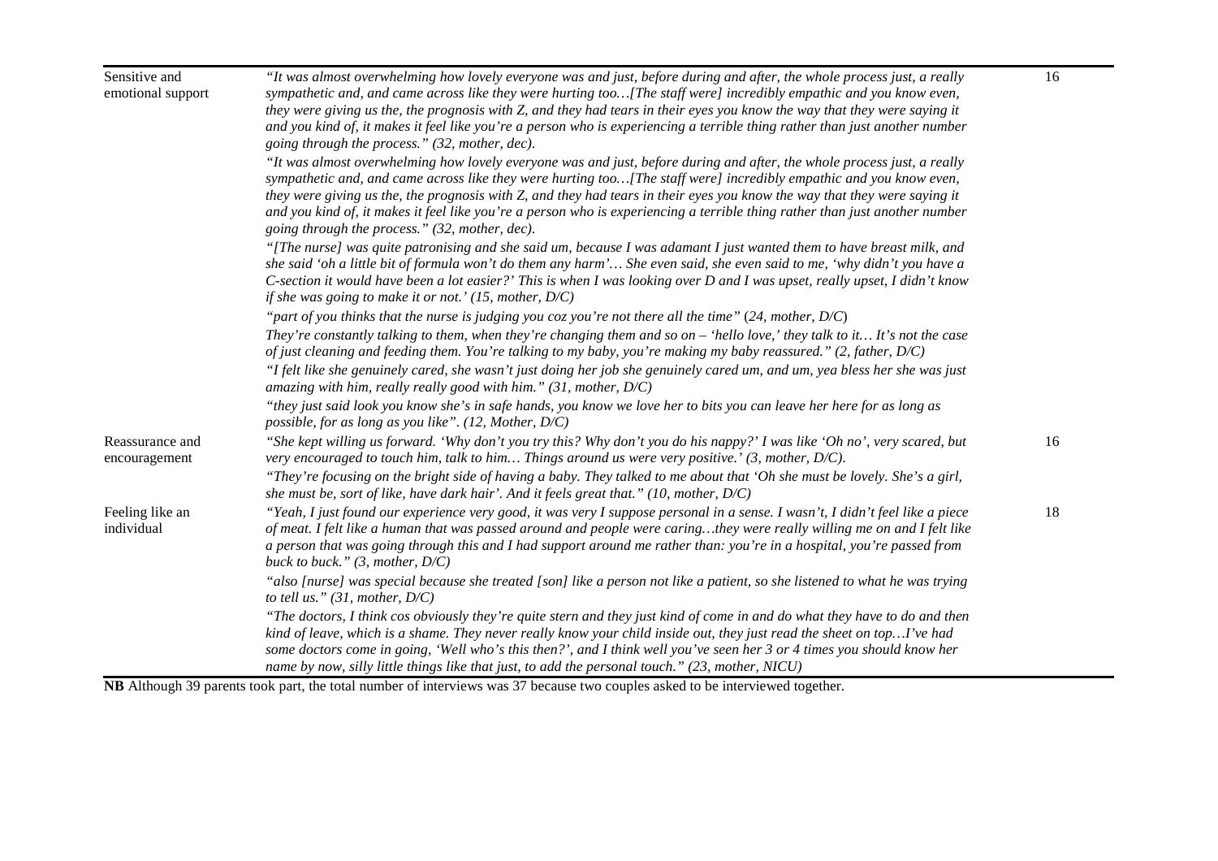| | | |
|---|---|---|
| Sensitive and emotional support | *"It was almost overwhelming how lovely everyone was and just, before during and after, the whole process just, a really sympathetic and, and came across like they were hurting too…[The staff were] incredibly empathic and you know even, they were giving us the, the prognosis with Z, and they had tears in their eyes you know the way that they were saying it and you kind of, it makes it feel like you're a person who is experiencing a terrible thing rather than just another number going through the process." (32, mother, dec).* | 16 |
| | *"It was almost overwhelming how lovely everyone was and just, before during and after, the whole process just, a really sympathetic and, and came across like they were hurting too…[The staff were] incredibly empathic and you know even, they were giving us the, the prognosis with Z, and they had tears in their eyes you know the way that they were saying it and you kind of, it makes it feel like you're a person who is experiencing a terrible thing rather than just another number going through the process." (32, mother, dec).* | |
| | *"[The nurse] was quite patronising and she said um, because I was adamant I just wanted them to have breast milk, and she said 'oh a little bit of formula won't do them any harm'… She even said, she even said to me, 'why didn't you have a C-section it would have been a lot easier?' This is when I was looking over D and I was upset, really upset, I didn't know if she was going to make it or not.' (15, mother, D/C)* | |
| | *"part of you thinks that the nurse is judging you coz you're not there all the time" (24, mother, D/C)* | |
| | *They're constantly talking to them, when they're changing them and so on – 'hello love,' they talk to it… It's not the case of just cleaning and feeding them. You're talking to my baby, you're making my baby reassured." (2, father, D/C)* | |
| | *"I felt like she genuinely cared, she wasn't just doing her job she genuinely cared um, and um, yea bless her she was just amazing with him, really really good with him." (31, mother, D/C)* | |
| | *"they just said look you know she's in safe hands, you know we love her to bits you can leave her here for as long as possible, for as long as you like". (12, Mother, D/C)* | |
| Reassurance and encouragement | *"She kept willing us forward. 'Why don't you try this? Why don't you do his nappy?' I was like 'Oh no', very scared, but very encouraged to touch him, talk to him… Things around us were very positive.' (3, mother, D/C).* | 16 |
| | *"They're focusing on the bright side of having a baby. They talked to me about that 'Oh she must be lovely. She's a girl, she must be, sort of like, have dark hair'. And it feels great that." (10, mother, D/C)* | |
| Feeling like an individual | *"Yeah, I just found our experience very good, it was very I suppose personal in a sense. I wasn't, I didn't feel like a piece of meat. I felt like a human that was passed around and people were caring…they were really willing me on and I felt like a person that was going through this and I had support around me rather than: you're in a hospital, you're passed from buck to buck." (3, mother, D/C)* | 18 |
| | *"also [nurse] was special because she treated [son] like a person not like a patient, so she listened to what he was trying to tell us." (31, mother, D/C)* | |
| | *"The doctors, I think cos obviously they're quite stern and they just kind of come in and do what they have to do and then kind of leave, which is a shame. They never really know your child inside out, they just read the sheet on top…I've had some doctors come in going, 'Well who's this then?', and I think well you've seen her 3 or 4 times you should know her name by now, silly little things like that just, to add the personal touch." (23, mother, NICU)* | |

**NB** Although 39 parents took part, the total number of interviews was 37 because two couples asked to be interviewed together.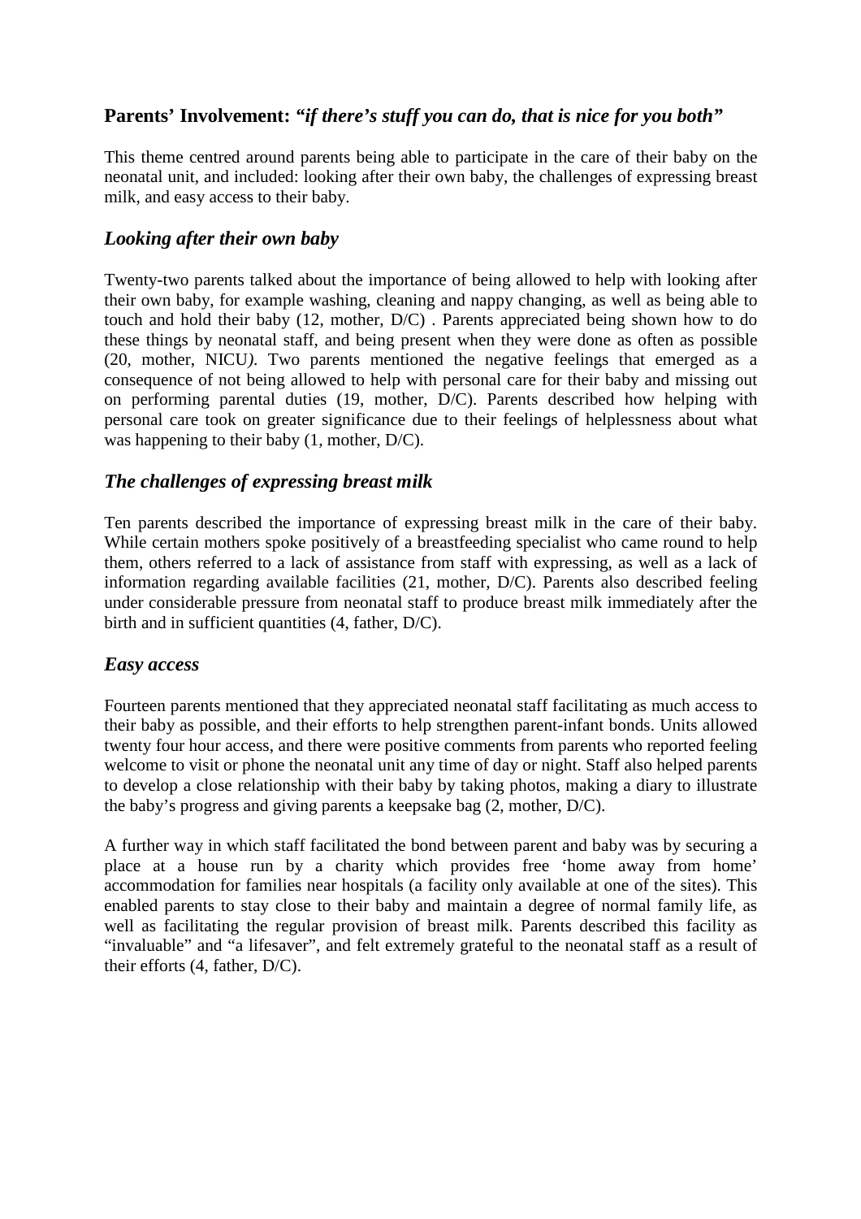## Parents' Involvement: *"if there's stuff you can do, that is nice for you both"*

This theme centred around parents being able to participate in the care of their baby on the neonatal unit, and included: looking after their own baby, the challenges of expressing breast milk, and easy access to their baby.

### *Looking after their own baby*

Twenty-two parents talked about the importance of being allowed to help with looking after their own baby, for example washing, cleaning and nappy changing, as well as being able to touch and hold their baby (12, mother, D/C) . Parents appreciated being shown how to do these things by neonatal staff, and being present when they were done as often as possible (20, mother, NICU*).* Two parents mentioned the negative feelings that emerged as a consequence of not being allowed to help with personal care for their baby and missing out on performing parental duties (19, mother, D/C). Parents described how helping with personal care took on greater significance due to their feelings of helplessness about what was happening to their baby (1, mother, D/C).

### *The challenges of expressing breast milk*

Ten parents described the importance of expressing breast milk in the care of their baby. While certain mothers spoke positively of a breastfeeding specialist who came round to help them, others referred to a lack of assistance from staff with expressing, as well as a lack of information regarding available facilities (21, mother, D/C). Parents also described feeling under considerable pressure from neonatal staff to produce breast milk immediately after the birth and in sufficient quantities (4, father, D/C).

### *Easy access*

Fourteen parents mentioned that they appreciated neonatal staff facilitating as much access to their baby as possible, and their efforts to help strengthen parent-infant bonds. Units allowed twenty four hour access, and there were positive comments from parents who reported feeling welcome to visit or phone the neonatal unit any time of day or night. Staff also helped parents to develop a close relationship with their baby by taking photos, making a diary to illustrate the baby's progress and giving parents a keepsake bag (2, mother, D/C).

A further way in which staff facilitated the bond between parent and baby was by securing a place at a house run by a charity which provides free 'home away from home' accommodation for families near hospitals (a facility only available at one of the sites). This enabled parents to stay close to their baby and maintain a degree of normal family life, as well as facilitating the regular provision of breast milk. Parents described this facility as "invaluable" and "a lifesaver", and felt extremely grateful to the neonatal staff as a result of their efforts (4, father, D/C).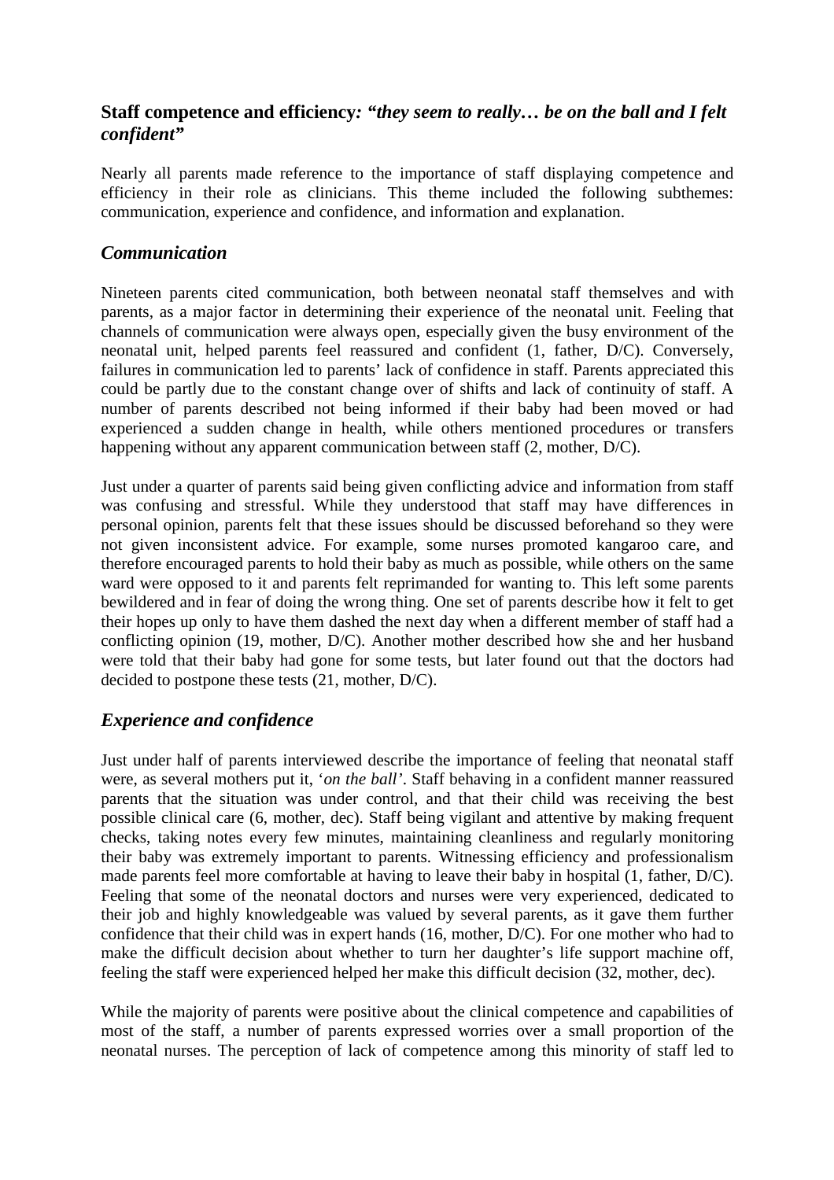## Staff competence and efficiency: *"they seem to really… be on the ball and I felt confident"*

Nearly all parents made reference to the importance of staff displaying competence and efficiency in their role as clinicians. This theme included the following subthemes: communication, experience and confidence, and information and explanation.

### *Communication*

Nineteen parents cited communication, both between neonatal staff themselves and with parents, as a major factor in determining their experience of the neonatal unit. Feeling that channels of communication were always open, especially given the busy environment of the neonatal unit, helped parents feel reassured and confident (1, father, D/C). Conversely, failures in communication led to parents' lack of confidence in staff. Parents appreciated this could be partly due to the constant change over of shifts and lack of continuity of staff. A number of parents described not being informed if their baby had been moved or had experienced a sudden change in health, while others mentioned procedures or transfers happening without any apparent communication between staff (2, mother, D/C).

Just under a quarter of parents said being given conflicting advice and information from staff was confusing and stressful. While they understood that staff may have differences in personal opinion, parents felt that these issues should be discussed beforehand so they were not given inconsistent advice. For example, some nurses promoted kangaroo care, and therefore encouraged parents to hold their baby as much as possible, while others on the same ward were opposed to it and parents felt reprimanded for wanting to. This left some parents bewildered and in fear of doing the wrong thing. One set of parents describe how it felt to get their hopes up only to have them dashed the next day when a different member of staff had a conflicting opinion (19, mother, D/C). Another mother described how she and her husband were told that their baby had gone for some tests, but later found out that the doctors had decided to postpone these tests (21, mother, D/C).

### *Experience and confidence*

Just under half of parents interviewed describe the importance of feeling that neonatal staff were, as several mothers put it, '*on the ball*'. Staff behaving in a confident manner reassured parents that the situation was under control, and that their child was receiving the best possible clinical care (6, mother, dec). Staff being vigilant and attentive by making frequent checks, taking notes every few minutes, maintaining cleanliness and regularly monitoring their baby was extremely important to parents. Witnessing efficiency and professionalism made parents feel more comfortable at having to leave their baby in hospital (1, father, D/C). Feeling that some of the neonatal doctors and nurses were very experienced, dedicated to their job and highly knowledgeable was valued by several parents, as it gave them further confidence that their child was in expert hands (16, mother, D/C). For one mother who had to make the difficult decision about whether to turn her daughter's life support machine off, feeling the staff were experienced helped her make this difficult decision (32, mother, dec).

While the majority of parents were positive about the clinical competence and capabilities of most of the staff, a number of parents expressed worries over a small proportion of the neonatal nurses. The perception of lack of competence among this minority of staff led to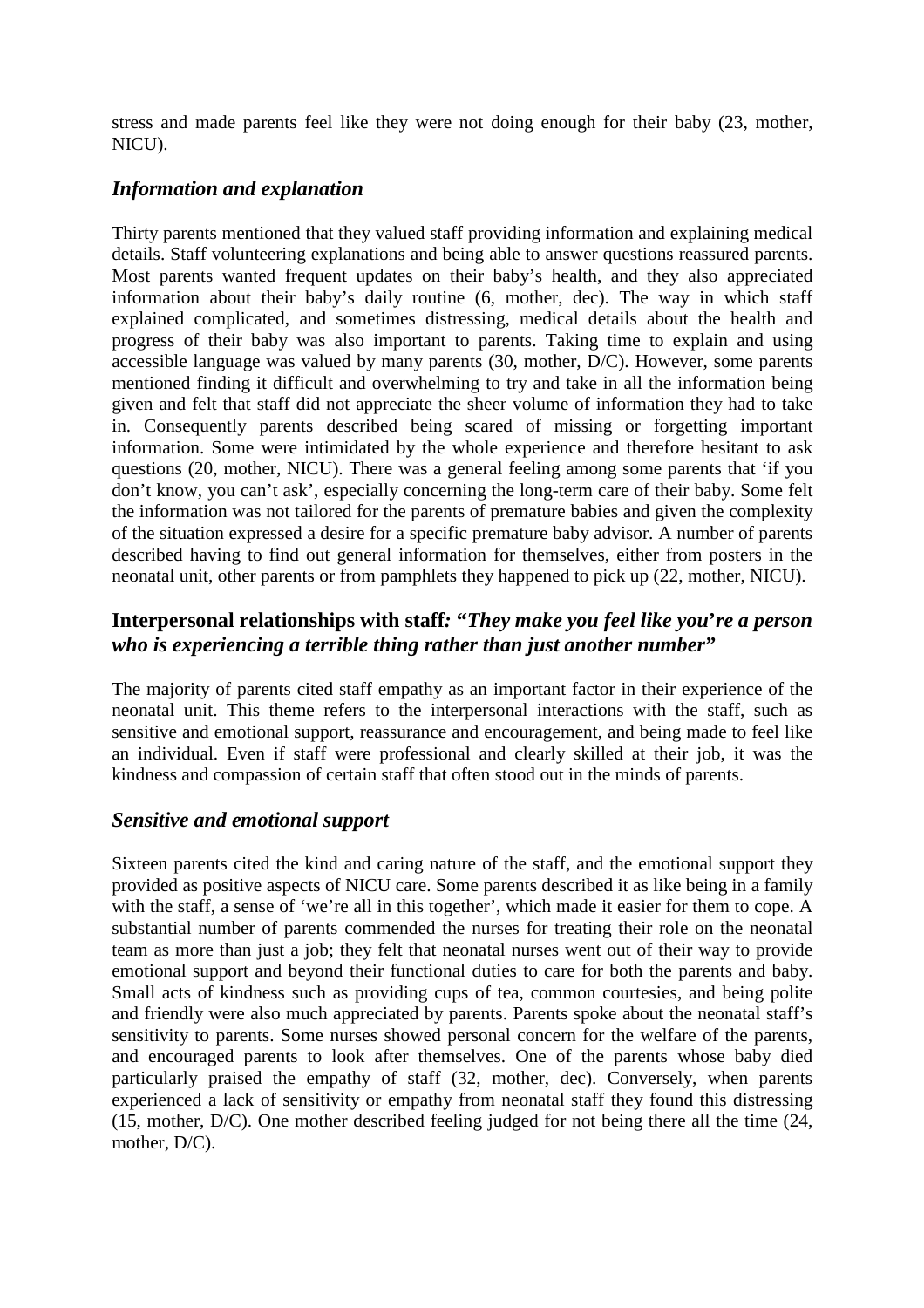stress and made parents feel like they were not doing enough for their baby (23, mother, NICU).

### *Information and explanation*

Thirty parents mentioned that they valued staff providing information and explaining medical details. Staff volunteering explanations and being able to answer questions reassured parents. Most parents wanted frequent updates on their baby's health, and they also appreciated information about their baby's daily routine (6, mother, dec). The way in which staff explained complicated, and sometimes distressing, medical details about the health and progress of their baby was also important to parents. Taking time to explain and using accessible language was valued by many parents (30, mother, D/C). However, some parents mentioned finding it difficult and overwhelming to try and take in all the information being given and felt that staff did not appreciate the sheer volume of information they had to take in. Consequently parents described being scared of missing or forgetting important information. Some were intimidated by the whole experience and therefore hesitant to ask questions (20, mother, NICU). There was a general feeling among some parents that 'if you don't know, you can't ask', especially concerning the long-term care of their baby. Some felt the information was not tailored for the parents of premature babies and given the complexity of the situation expressed a desire for a specific premature baby advisor. A number of parents described having to find out general information for themselves, either from posters in the neonatal unit, other parents or from pamphlets they happened to pick up (22, mother, NICU).

## Interpersonal relationships with staff: *"They make you feel like you're a person who is experiencing a terrible thing rather than just another number"*

The majority of parents cited staff empathy as an important factor in their experience of the neonatal unit. This theme refers to the interpersonal interactions with the staff, such as sensitive and emotional support, reassurance and encouragement, and being made to feel like an individual. Even if staff were professional and clearly skilled at their job, it was the kindness and compassion of certain staff that often stood out in the minds of parents.

### *Sensitive and emotional support*

Sixteen parents cited the kind and caring nature of the staff, and the emotional support they provided as positive aspects of NICU care. Some parents described it as like being in a family with the staff, a sense of 'we're all in this together', which made it easier for them to cope. A substantial number of parents commended the nurses for treating their role on the neonatal team as more than just a job; they felt that neonatal nurses went out of their way to provide emotional support and beyond their functional duties to care for both the parents and baby. Small acts of kindness such as providing cups of tea, common courtesies, and being polite and friendly were also much appreciated by parents. Parents spoke about the neonatal staff's sensitivity to parents. Some nurses showed personal concern for the welfare of the parents, and encouraged parents to look after themselves. One of the parents whose baby died particularly praised the empathy of staff (32, mother, dec). Conversely, when parents experienced a lack of sensitivity or empathy from neonatal staff they found this distressing (15, mother, D/C). One mother described feeling judged for not being there all the time (24, mother, D/C).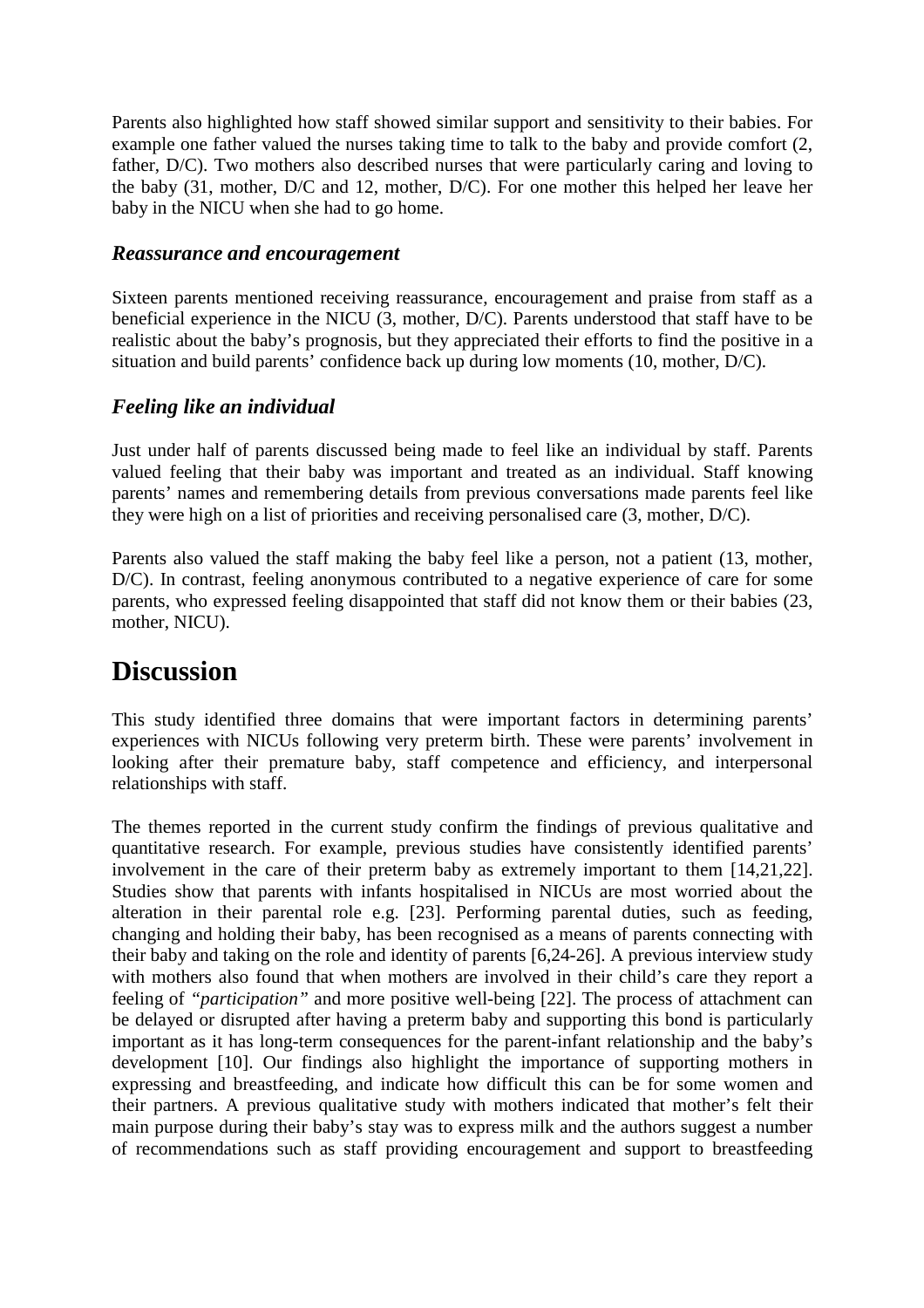Parents also highlighted how staff showed similar support and sensitivity to their babies. For example one father valued the nurses taking time to talk to the baby and provide comfort (2, father, D/C). Two mothers also described nurses that were particularly caring and loving to the baby (31, mother, D/C and 12, mother, D/C). For one mother this helped her leave her baby in the NICU when she had to go home.

### *Reassurance and encouragement*

Sixteen parents mentioned receiving reassurance, encouragement and praise from staff as a beneficial experience in the NICU (3, mother, D/C). Parents understood that staff have to be realistic about the baby's prognosis, but they appreciated their efforts to find the positive in a situation and build parents' confidence back up during low moments (10, mother, D/C).

### *Feeling like an individual*

Just under half of parents discussed being made to feel like an individual by staff. Parents valued feeling that their baby was important and treated as an individual. Staff knowing parents' names and remembering details from previous conversations made parents feel like they were high on a list of priorities and receiving personalised care (3, mother, D/C).

Parents also valued the staff making the baby feel like a person, not a patient (13, mother, D/C). In contrast, feeling anonymous contributed to a negative experience of care for some parents, who expressed feeling disappointed that staff did not know them or their babies (23, mother, NICU).

# Discussion

This study identified three domains that were important factors in determining parents' experiences with NICUs following very preterm birth. These were parents' involvement in looking after their premature baby, staff competence and efficiency, and interpersonal relationships with staff.

The themes reported in the current study confirm the findings of previous qualitative and quantitative research. For example, previous studies have consistently identified parents' involvement in the care of their preterm baby as extremely important to them [14,21,22]. Studies show that parents with infants hospitalised in NICUs are most worried about the alteration in their parental role e.g. [23]. Performing parental duties, such as feeding, changing and holding their baby, has been recognised as a means of parents connecting with their baby and taking on the role and identity of parents [6,24-26]. A previous interview study with mothers also found that when mothers are involved in their child's care they report a feeling of *"participation"* and more positive well-being [22]. The process of attachment can be delayed or disrupted after having a preterm baby and supporting this bond is particularly important as it has long-term consequences for the parent-infant relationship and the baby's development [10]. Our findings also highlight the importance of supporting mothers in expressing and breastfeeding, and indicate how difficult this can be for some women and their partners. A previous qualitative study with mothers indicated that mother's felt their main purpose during their baby's stay was to express milk and the authors suggest a number of recommendations such as staff providing encouragement and support to breastfeeding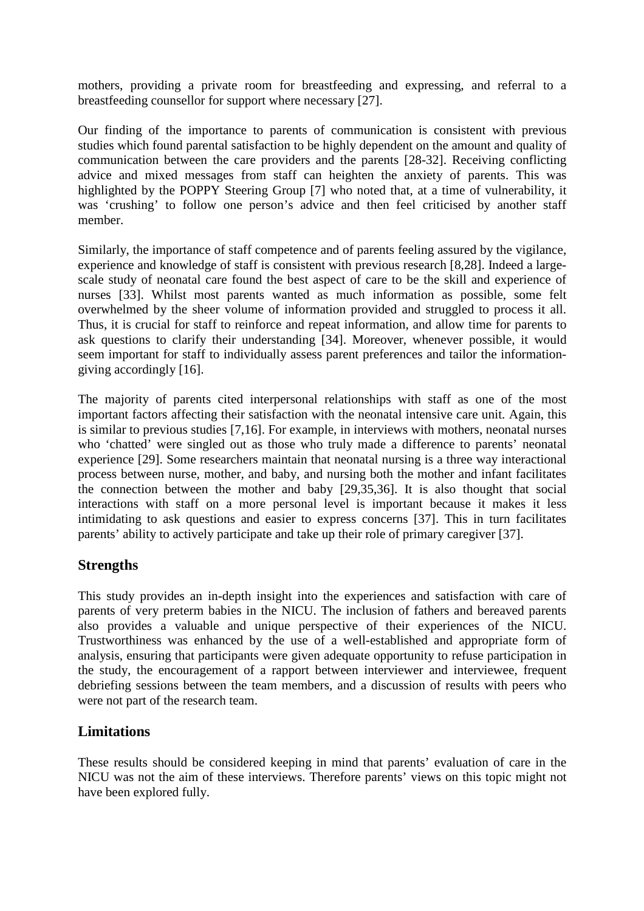mothers, providing a private room for breastfeeding and expressing, and referral to a breastfeeding counsellor for support where necessary [27].

Our finding of the importance to parents of communication is consistent with previous studies which found parental satisfaction to be highly dependent on the amount and quality of communication between the care providers and the parents [28-32]. Receiving conflicting advice and mixed messages from staff can heighten the anxiety of parents. This was highlighted by the POPPY Steering Group [7] who noted that, at a time of vulnerability, it was 'crushing' to follow one person's advice and then feel criticised by another staff member.

Similarly, the importance of staff competence and of parents feeling assured by the vigilance, experience and knowledge of staff is consistent with previous research [8,28]. Indeed a large-scale study of neonatal care found the best aspect of care to be the skill and experience of nurses [33]. Whilst most parents wanted as much information as possible, some felt overwhelmed by the sheer volume of information provided and struggled to process it all. Thus, it is crucial for staff to reinforce and repeat information, and allow time for parents to ask questions to clarify their understanding [34]. Moreover, whenever possible, it would seem important for staff to individually assess parent preferences and tailor the information-giving accordingly [16].

The majority of parents cited interpersonal relationships with staff as one of the most important factors affecting their satisfaction with the neonatal intensive care unit. Again, this is similar to previous studies [7,16]. For example, in interviews with mothers, neonatal nurses who 'chatted' were singled out as those who truly made a difference to parents' neonatal experience [29]. Some researchers maintain that neonatal nursing is a three way interactional process between nurse, mother, and baby, and nursing both the mother and infant facilitates the connection between the mother and baby [29,35,36]. It is also thought that social interactions with staff on a more personal level is important because it makes it less intimidating to ask questions and easier to express concerns [37]. This in turn facilitates parents' ability to actively participate and take up their role of primary caregiver [37].

## Strengths

This study provides an in-depth insight into the experiences and satisfaction with care of parents of very preterm babies in the NICU. The inclusion of fathers and bereaved parents also provides a valuable and unique perspective of their experiences of the NICU. Trustworthiness was enhanced by the use of a well-established and appropriate form of analysis, ensuring that participants were given adequate opportunity to refuse participation in the study, the encouragement of a rapport between interviewer and interviewee, frequent debriefing sessions between the team members, and a discussion of results with peers who were not part of the research team.

## Limitations

These results should be considered keeping in mind that parents' evaluation of care in the NICU was not the aim of these interviews. Therefore parents' views on this topic might not have been explored fully.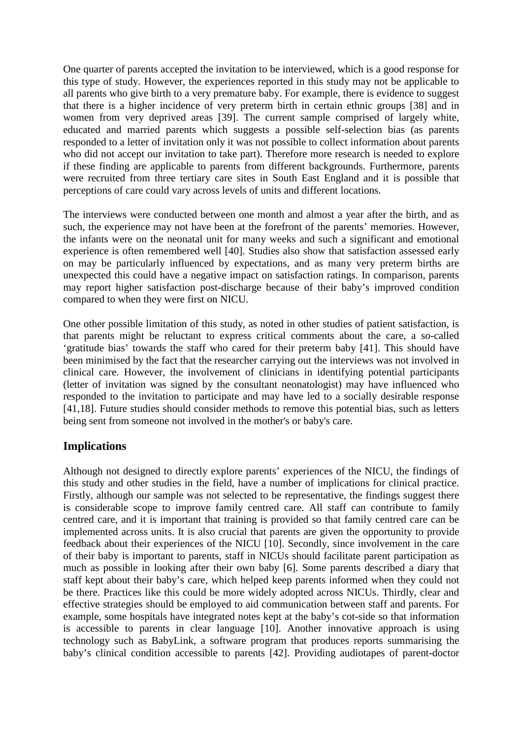One quarter of parents accepted the invitation to be interviewed, which is a good response for this type of study. However, the experiences reported in this study may not be applicable to all parents who give birth to a very premature baby. For example, there is evidence to suggest that there is a higher incidence of very preterm birth in certain ethnic groups [38] and in women from very deprived areas [39]. The current sample comprised of largely white, educated and married parents which suggests a possible self-selection bias (as parents responded to a letter of invitation only it was not possible to collect information about parents who did not accept our invitation to take part). Therefore more research is needed to explore if these finding are applicable to parents from different backgrounds. Furthermore, parents were recruited from three tertiary care sites in South East England and it is possible that perceptions of care could vary across levels of units and different locations.

The interviews were conducted between one month and almost a year after the birth, and as such, the experience may not have been at the forefront of the parents' memories. However, the infants were on the neonatal unit for many weeks and such a significant and emotional experience is often remembered well [40]. Studies also show that satisfaction assessed early on may be particularly influenced by expectations, and as many very preterm births are unexpected this could have a negative impact on satisfaction ratings. In comparison, parents may report higher satisfaction post-discharge because of their baby's improved condition compared to when they were first on NICU.

One other possible limitation of this study, as noted in other studies of patient satisfaction, is that parents might be reluctant to express critical comments about the care, a so-called 'gratitude bias' towards the staff who cared for their preterm baby [41]. This should have been minimised by the fact that the researcher carrying out the interviews was not involved in clinical care. However, the involvement of clinicians in identifying potential participants (letter of invitation was signed by the consultant neonatologist) may have influenced who responded to the invitation to participate and may have led to a socially desirable response [41,18]. Future studies should consider methods to remove this potential bias, such as letters being sent from someone not involved in the mother's or baby's care.

## Implications

Although not designed to directly explore parents' experiences of the NICU, the findings of this study and other studies in the field, have a number of implications for clinical practice. Firstly, although our sample was not selected to be representative, the findings suggest there is considerable scope to improve family centred care. All staff can contribute to family centred care, and it is important that training is provided so that family centred care can be implemented across units. It is also crucial that parents are given the opportunity to provide feedback about their experiences of the NICU [10]. Secondly, since involvement in the care of their baby is important to parents, staff in NICUs should facilitate parent participation as much as possible in looking after their own baby [6]. Some parents described a diary that staff kept about their baby's care, which helped keep parents informed when they could not be there. Practices like this could be more widely adopted across NICUs. Thirdly, clear and effective strategies should be employed to aid communication between staff and parents. For example, some hospitals have integrated notes kept at the baby's cot-side so that information is accessible to parents in clear language [10]. Another innovative approach is using technology such as BabyLink, a software program that produces reports summarising the baby's clinical condition accessible to parents [42]. Providing audiotapes of parent-doctor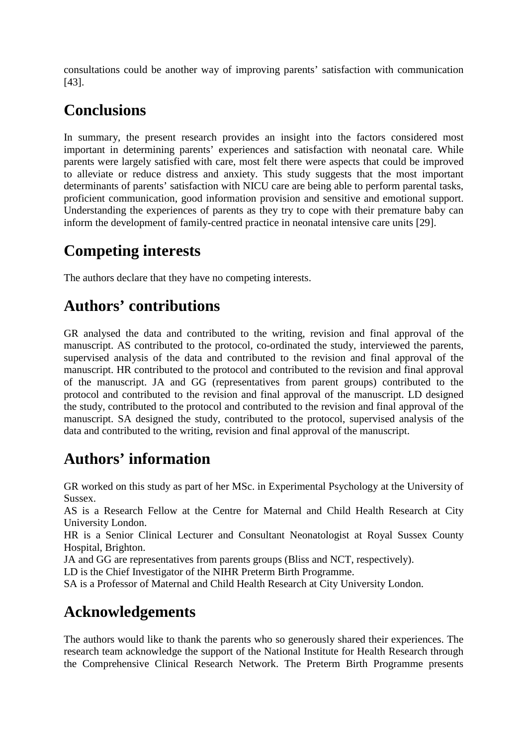consultations could be another way of improving parents' satisfaction with communication [43].

## Conclusions

In summary, the present research provides an insight into the factors considered most important in determining parents' experiences and satisfaction with neonatal care. While parents were largely satisfied with care, most felt there were aspects that could be improved to alleviate or reduce distress and anxiety. This study suggests that the most important determinants of parents' satisfaction with NICU care are being able to perform parental tasks, proficient communication, good information provision and sensitive and emotional support. Understanding the experiences of parents as they try to cope with their premature baby can inform the development of family-centred practice in neonatal intensive care units [29].

## Competing interests

The authors declare that they have no competing interests.

## Authors' contributions

GR analysed the data and contributed to the writing, revision and final approval of the manuscript. AS contributed to the protocol, co-ordinated the study, interviewed the parents, supervised analysis of the data and contributed to the revision and final approval of the manuscript. HR contributed to the protocol and contributed to the revision and final approval of the manuscript. JA and GG (representatives from parent groups) contributed to the protocol and contributed to the revision and final approval of the manuscript. LD designed the study, contributed to the protocol and contributed to the revision and final approval of the manuscript. SA designed the study, contributed to the protocol, supervised analysis of the data and contributed to the writing, revision and final approval of the manuscript.

## Authors' information

GR worked on this study as part of her MSc. in Experimental Psychology at the University of Sussex.
AS is a Research Fellow at the Centre for Maternal and Child Health Research at City University London.
HR is a Senior Clinical Lecturer and Consultant Neonatologist at Royal Sussex County Hospital, Brighton.
JA and GG are representatives from parents groups (Bliss and NCT, respectively).
LD is the Chief Investigator of the NIHR Preterm Birth Programme.
SA is a Professor of Maternal and Child Health Research at City University London.

## Acknowledgements

The authors would like to thank the parents who so generously shared their experiences. The research team acknowledge the support of the National Institute for Health Research through the Comprehensive Clinical Research Network. The Preterm Birth Programme presents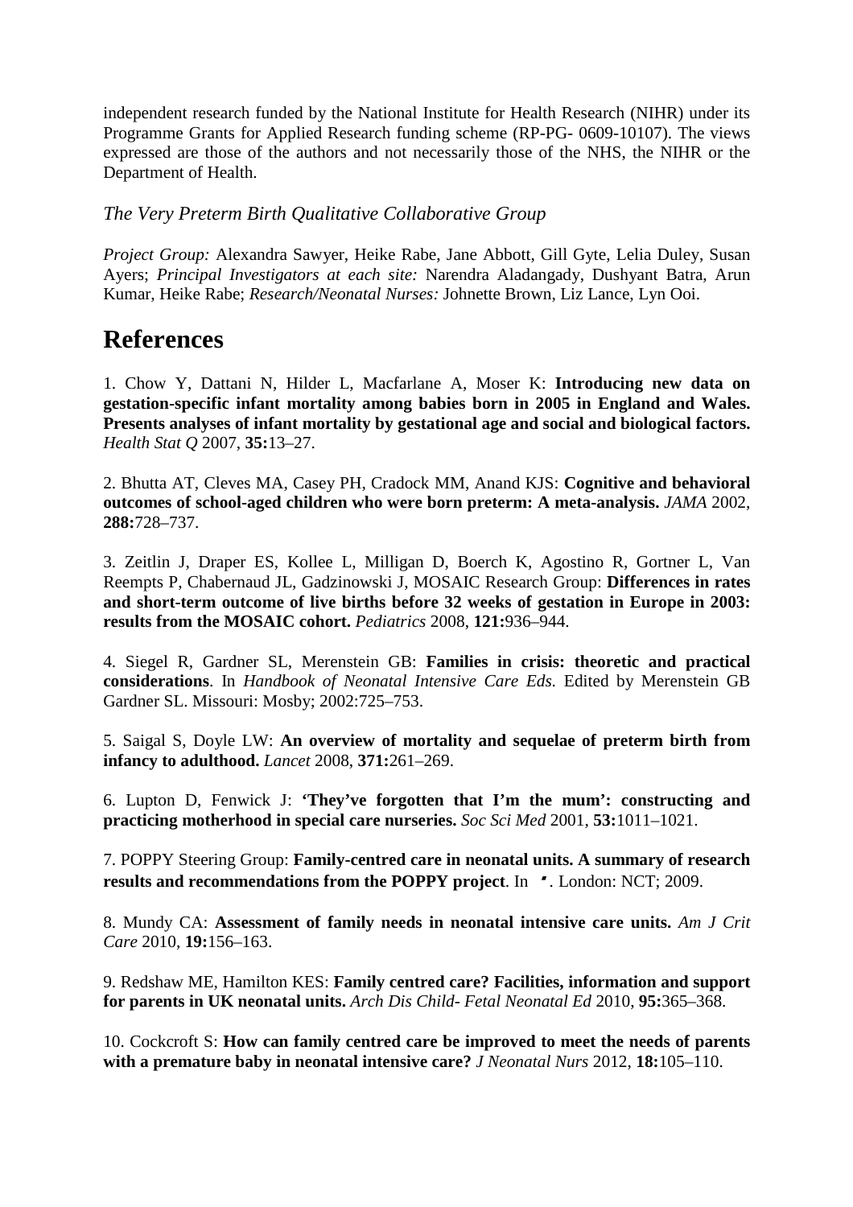independent research funded by the National Institute for Health Research (NIHR) under its Programme Grants for Applied Research funding scheme (RP-PG- 0609-10107). The views expressed are those of the authors and not necessarily those of the NHS, the NIHR or the Department of Health.

*The Very Preterm Birth Qualitative Collaborative Group*

*Project Group:* Alexandra Sawyer, Heike Rabe, Jane Abbott, Gill Gyte, Lelia Duley, Susan Ayers; *Principal Investigators at each site:* Narendra Aladangady, Dushyant Batra, Arun Kumar, Heike Rabe; *Research/Neonatal Nurses:* Johnette Brown, Liz Lance, Lyn Ooi.

# References

1. Chow Y, Dattani N, Hilder L, Macfarlane A, Moser K: **Introducing new data on gestation-specific infant mortality among babies born in 2005 in England and Wales. Presents analyses of infant mortality by gestational age and social and biological factors.** *Health Stat Q* 2007, **35:**13–27.

2. Bhutta AT, Cleves MA, Casey PH, Cradock MM, Anand KJS: **Cognitive and behavioral outcomes of school-aged children who were born preterm: A meta-analysis.** *JAMA* 2002, **288:**728–737.

3. Zeitlin J, Draper ES, Kollee L, Milligan D, Boerch K, Agostino R, Gortner L, Van Reempts P, Chabernaud JL, Gadzinowski J, MOSAIC Research Group: **Differences in rates and short-term outcome of live births before 32 weeks of gestation in Europe in 2003: results from the MOSAIC cohort.** *Pediatrics* 2008, **121:**936–944.

4. Siegel R, Gardner SL, Merenstein GB: **Families in crisis: theoretic and practical considerations**. In *Handbook of Neonatal Intensive Care Eds.* Edited by Merenstein GB Gardner SL. Missouri: Mosby; 2002:725–753.

5. Saigal S, Doyle LW: **An overview of mortality and sequelae of preterm birth from infancy to adulthood.** *Lancet* 2008, **371:**261–269.

6. Lupton D, Fenwick J: **'They've forgotten that I'm the mum': constructing and practicing motherhood in special care nurseries.** *Soc Sci Med* 2001, **53:**1011–1021.

7. POPPY Steering Group: **Family-centred care in neonatal units. A summary of research results and recommendations from the POPPY project**. In ' . London: NCT; 2009.

8. Mundy CA: **Assessment of family needs in neonatal intensive care units.** *Am J Crit Care* 2010, **19:**156–163.

9. Redshaw ME, Hamilton KES: **Family centred care? Facilities, information and support for parents in UK neonatal units.** *Arch Dis Child- Fetal Neonatal Ed* 2010, **95:**365–368.

10. Cockcroft S: **How can family centred care be improved to meet the needs of parents with a premature baby in neonatal intensive care?** *J Neonatal Nurs* 2012, **18:**105–110.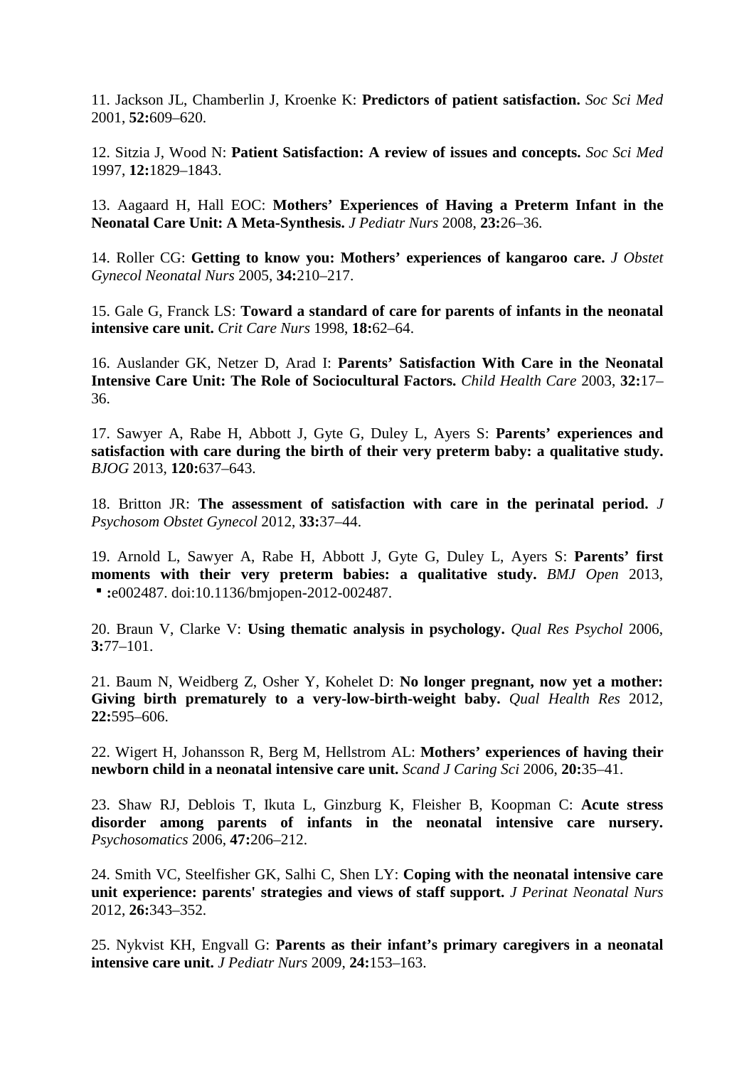11. Jackson JL, Chamberlin J, Kroenke K: **Predictors of patient satisfaction.** *Soc Sci Med* 2001, **52:**609–620.

12. Sitzia J, Wood N: **Patient Satisfaction: A review of issues and concepts.** *Soc Sci Med* 1997, **12:**1829–1843.

13. Aagaard H, Hall EOC: **Mothers' Experiences of Having a Preterm Infant in the Neonatal Care Unit: A Meta-Synthesis.** *J Pediatr Nurs* 2008, **23:**26–36.

14. Roller CG: **Getting to know you: Mothers' experiences of kangaroo care.** *J Obstet Gynecol Neonatal Nurs* 2005, **34:**210–217.

15. Gale G, Franck LS: **Toward a standard of care for parents of infants in the neonatal intensive care unit.** *Crit Care Nurs* 1998, **18:**62–64.

16. Auslander GK, Netzer D, Arad I: **Parents' Satisfaction With Care in the Neonatal Intensive Care Unit: The Role of Sociocultural Factors.** *Child Health Care* 2003, **32:**17–36.

17. Sawyer A, Rabe H, Abbott J, Gyte G, Duley L, Ayers S: **Parents' experiences and satisfaction with care during the birth of their very preterm baby: a qualitative study.** *BJOG* 2013, **120:**637–643.

18. Britton JR: **The assessment of satisfaction with care in the perinatal period.** *J Psychosom Obstet Gynecol* 2012, **33:**37–44.

19. Arnold L, Sawyer A, Rabe H, Abbott J, Gyte G, Duley L, Ayers S: **Parents' first moments with their very preterm babies: a qualitative study.** *BMJ Open* 2013, ▪ **:**e002487. doi:10.1136/bmjopen-2012-002487.

20. Braun V, Clarke V: **Using thematic analysis in psychology.** *Qual Res Psychol* 2006, **3:**77–101.

21. Baum N, Weidberg Z, Osher Y, Kohelet D: **No longer pregnant, now yet a mother: Giving birth prematurely to a very-low-birth-weight baby.** *Qual Health Res* 2012, **22:**595–606.

22. Wigert H, Johansson R, Berg M, Hellstrom AL: **Mothers' experiences of having their newborn child in a neonatal intensive care unit.** *Scand J Caring Sci* 2006, **20:**35–41.

23. Shaw RJ, Deblois T, Ikuta L, Ginzburg K, Fleisher B, Koopman C: **Acute stress disorder among parents of infants in the neonatal intensive care nursery.** *Psychosomatics* 2006, **47:**206–212.

24. Smith VC, Steelfisher GK, Salhi C, Shen LY: **Coping with the neonatal intensive care unit experience: parents' strategies and views of staff support.** *J Perinat Neonatal Nurs* 2012, **26:**343–352.

25. Nykvist KH, Engvall G: **Parents as their infant's primary caregivers in a neonatal intensive care unit.** *J Pediatr Nurs* 2009, **24:**153–163.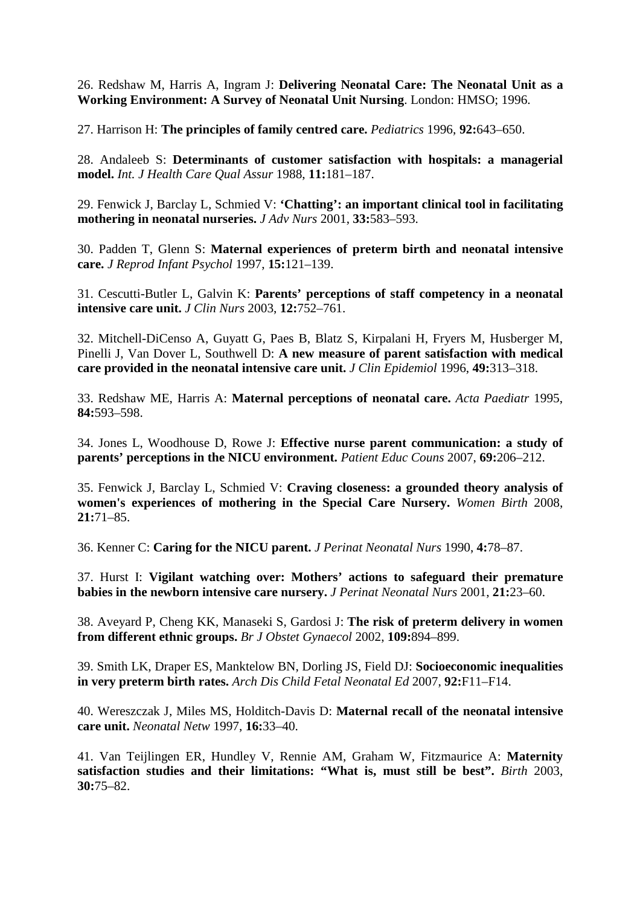26. Redshaw M, Harris A, Ingram J: **Delivering Neonatal Care: The Neonatal Unit as a Working Environment: A Survey of Neonatal Unit Nursing**. London: HMSO; 1996.

27. Harrison H: **The principles of family centred care.** *Pediatrics* 1996, **92:**643–650.

28. Andaleeb S: **Determinants of customer satisfaction with hospitals: a managerial model.** *Int. J Health Care Qual Assur* 1988, **11:**181–187.

29. Fenwick J, Barclay L, Schmied V: **'Chatting': an important clinical tool in facilitating mothering in neonatal nurseries.** *J Adv Nurs* 2001, **33:**583–593.

30. Padden T, Glenn S: **Maternal experiences of preterm birth and neonatal intensive care.** *J Reprod Infant Psychol* 1997, **15:**121–139.

31. Cescutti-Butler L, Galvin K: **Parents' perceptions of staff competency in a neonatal intensive care unit.** *J Clin Nurs* 2003, **12:**752–761.

32. Mitchell-DiCenso A, Guyatt G, Paes B, Blatz S, Kirpalani H, Fryers M, Husberger M, Pinelli J, Van Dover L, Southwell D: **A new measure of parent satisfaction with medical care provided in the neonatal intensive care unit.** *J Clin Epidemiol* 1996, **49:**313–318.

33. Redshaw ME, Harris A: **Maternal perceptions of neonatal care.** *Acta Paediatr* 1995, **84:**593–598.

34. Jones L, Woodhouse D, Rowe J: **Effective nurse parent communication: a study of parents' perceptions in the NICU environment.** *Patient Educ Couns* 2007, **69:**206–212.

35. Fenwick J, Barclay L, Schmied V: **Craving closeness: a grounded theory analysis of women's experiences of mothering in the Special Care Nursery.** *Women Birth* 2008, **21:**71–85.

36. Kenner C: **Caring for the NICU parent.** *J Perinat Neonatal Nurs* 1990, **4:**78–87.

37. Hurst I: **Vigilant watching over: Mothers' actions to safeguard their premature babies in the newborn intensive care nursery.** *J Perinat Neonatal Nurs* 2001, **21:**23–60.

38. Aveyard P, Cheng KK, Manaseki S, Gardosi J: **The risk of preterm delivery in women from different ethnic groups.** *Br J Obstet Gynaecol* 2002, **109:**894–899.

39. Smith LK, Draper ES, Manktelow BN, Dorling JS, Field DJ: **Socioeconomic inequalities in very preterm birth rates.** *Arch Dis Child Fetal Neonatal Ed* 2007, **92:**F11–F14.

40. Wereszczak J, Miles MS, Holditch-Davis D: **Maternal recall of the neonatal intensive care unit.** *Neonatal Netw* 1997, **16:**33–40.

41. Van Teijlingen ER, Hundley V, Rennie AM, Graham W, Fitzmaurice A: **Maternity satisfaction studies and their limitations: "What is, must still be best".** *Birth* 2003, **30:**75–82.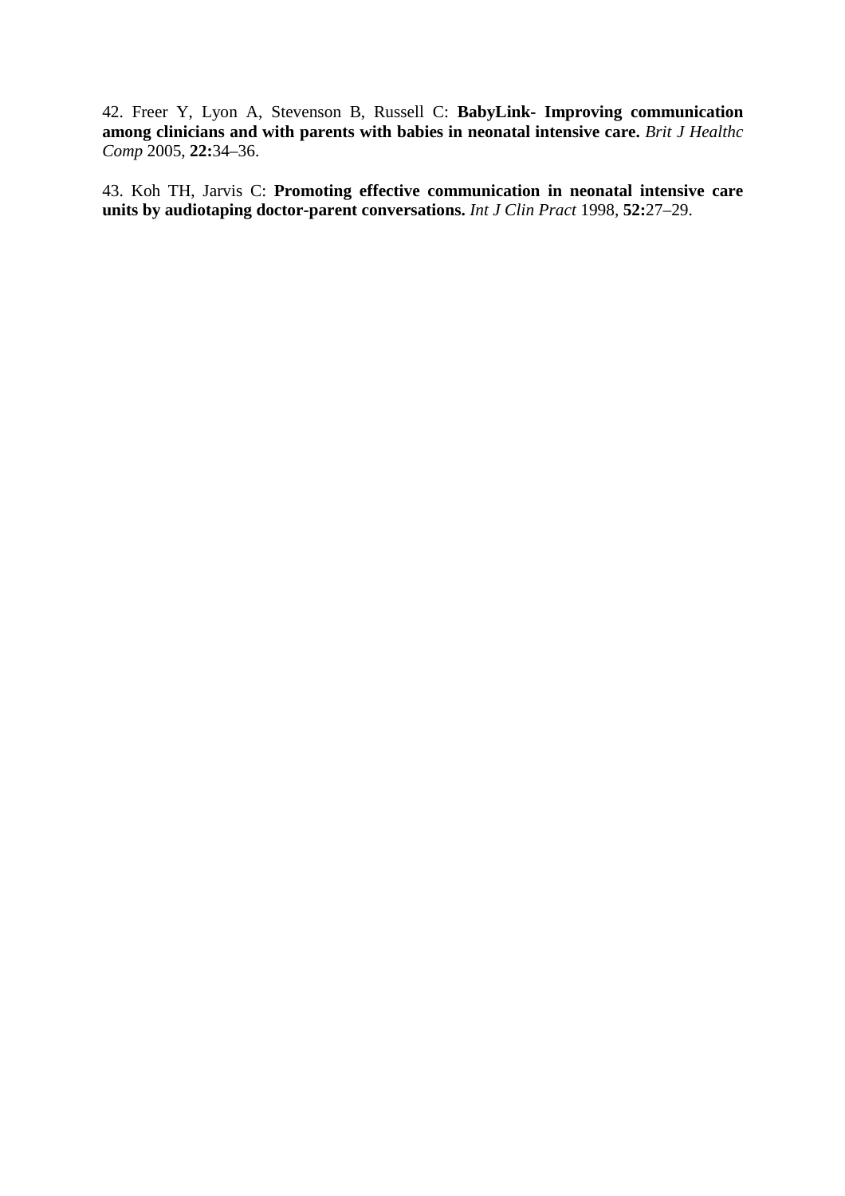42. Freer Y, Lyon A, Stevenson B, Russell C: **BabyLink- Improving communication among clinicians and with parents with babies in neonatal intensive care.** *Brit J Healthc Comp* 2005, **22:**34–36.

43. Koh TH, Jarvis C: **Promoting effective communication in neonatal intensive care units by audiotaping doctor-parent conversations.** *Int J Clin Pract* 1998, **52:**27–29.